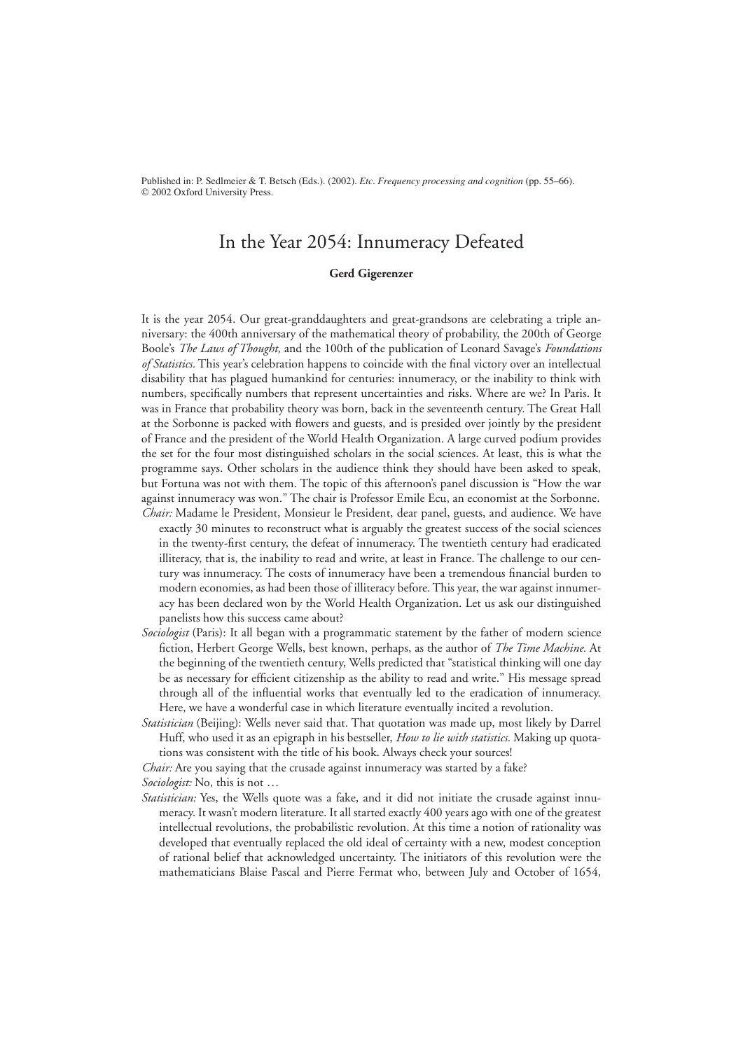Published in: P. Sedlmeier & T. Betsch (Eds.). (2002). *Etc. Frequency processing and cognition* (pp. 55–66). © 2002 Oxford University Press.

# In the Year 2054: Innumeracy Defeated

**Gerd Gigerenzer**

It is the year 2054. Our great-granddaughters and great-grandsons are celebrating a triple anniversary: the 400th anniversary of the mathematical theory of probability, the 200th of George Boole's *The Laws of Thought,* and the 100th of the publication of Leonard Savage's *Foundations of Statistics.* This year's celebration happens to coincide with the final victory over an intellectual disability that has plagued humankind for centuries: innumeracy, or the inability to think with numbers, specifically numbers that represent uncertainties and risks. Where are we? In Paris. It was in France that probability theory was born, back in the seventeenth century. The Great Hall at the Sorbonne is packed with flowers and guests, and is presided over jointly by the president of France and the president of the World Health Organization. A large curved podium provides the set for the four most distinguished scholars in the social sciences. At least, this is what the programme says. Other scholars in the audience think they should have been asked to speak, but Fortuna was not with them. The topic of this afternoon's panel discussion is "How the war against innumeracy was won." The chair is Professor Emile Ecu, an economist at the Sorbonne.

*Chair:* Madame le President, Monsieur le President, dear panel, guests, and audience. We have exactly 30 minutes to reconstruct what is arguably the greatest success of the social sciences in the twenty-first century, the defeat of innumeracy. The twentieth century had eradicated illiteracy, that is, the inability to read and write, at least in France. The challenge to our century was innumeracy. The costs of innumeracy have been a tremendous financial burden to modern economies, as had been those of illiteracy before. This year, the war against innumeracy has been declared won by the World Health Organization. Let us ask our distinguished panelists how this success came about?

*Sociologist* (Paris): It all began with a programmatic statement by the father of modern science fiction, Herbert George Wells, best known, perhaps, as the author of *The Time Machine.* At the beginning of the twentieth century, Wells predicted that "statistical thinking will one day be as necessary for efficient citizenship as the ability to read and write." His message spread through all of the influential works that eventually led to the eradication of innumeracy. Here, we have a wonderful case in which literature eventually incited a revolution.

*Statistician* (Beijing): Wells never said that. That quotation was made up, most likely by Darrel Huff, who used it as an epigraph in his bestseller, *How to lie with statistics.* Making up quotations was consistent with the title of his book. Always check your sources!

*Chair:* Are you saying that the crusade against innumeracy was started by a fake?

*Sociologist:* No, this is not …

*Statistician:* Yes, the Wells quote was a fake, and it did not initiate the crusade against innumeracy. It wasn't modern literature. It all started exactly 400 years ago with one of the greatest intellectual revolutions, the probabilistic revolution. At this time a notion of rationality was developed that eventually replaced the old ideal of certainty with a new, modest conception of rational belief that acknowledged uncertainty. The initiators of this revolution were the mathematicians Blaise Pascal and Pierre Fermat who, between July and October of 1654,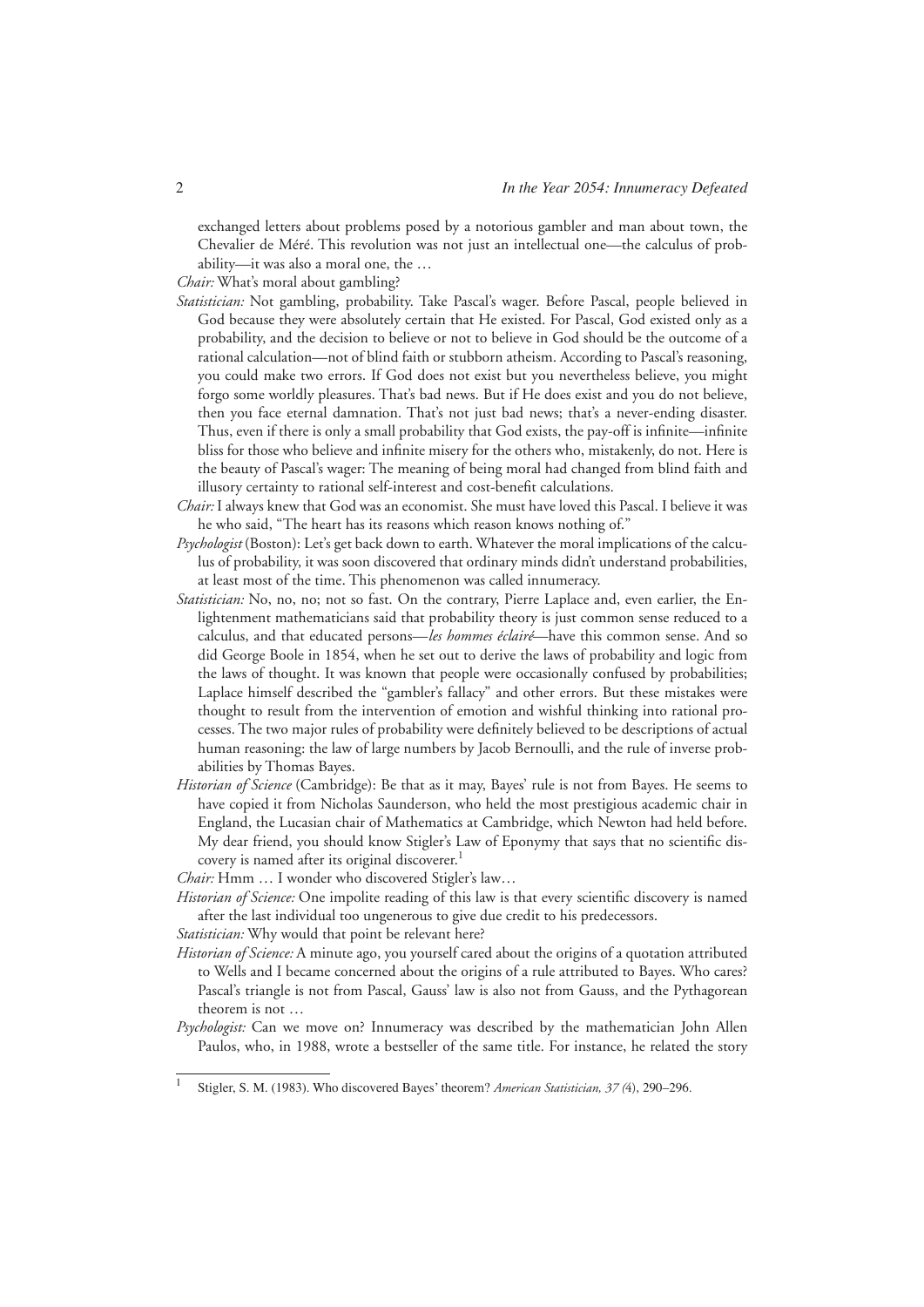exchanged letters about problems posed by a notorious gambler and man about town, the Chevalier de Méré. This revolution was not just an intellectual one—the calculus of probability—it was also a moral one, the …

*Chair:* What's moral about gambling?

*Statistician:* Not gambling, probability. Take Pascal's wager. Before Pascal, people believed in God because they were absolutely certain that He existed. For Pascal, God existed only as a probability, and the decision to believe or not to believe in God should be the outcome of a rational calculation—not of blind faith or stubborn atheism. According to Pascal's reasoning, you could make two errors. If God does not exist but you nevertheless believe, you might forgo some worldly pleasures. That's bad news. But if He does exist and you do not believe, then you face eternal damnation. That's not just bad news; that's a never-ending disaster. Thus, even if there is only a small probability that God exists, the pay-off is infinite—infinite bliss for those who believe and infinite misery for the others who, mistakenly, do not. Here is the beauty of Pascal's wager: The meaning of being moral had changed from blind faith and illusory certainty to rational self-interest and cost-benefit calculations.

*Chair:* I always knew that God was an economist. She must have loved this Pascal. I believe it was he who said, "The heart has its reasons which reason knows nothing of."

*Psychologist* (Boston): Let's get back down to earth. Whatever the moral implications of the calculus of probability, it was soon discovered that ordinary minds didn't understand probabilities, at least most of the time. This phenomenon was called innumeracy.

*Statistician:* No, no, no; not so fast. On the contrary, Pierre Laplace and, even earlier, the Enlightenment mathematicians said that probability theory is just common sense reduced to a calculus, and that educated persons—*les hommes éclairé*—have this common sense. And so did George Boole in 1854, when he set out to derive the laws of probability and logic from the laws of thought. It was known that people were occasionally confused by probabilities; Laplace himself described the "gambler's fallacy" and other errors. But these mistakes were thought to result from the intervention of emotion and wishful thinking into rational processes. The two major rules of probability were definitely believed to be descriptions of actual human reasoning: the law of large numbers by Jacob Bernoulli, and the rule of inverse probabilities by Thomas Bayes.

*Historian of Science* (Cambridge): Be that as it may, Bayes' rule is not from Bayes. He seems to have copied it from Nicholas Saunderson, who held the most prestigious academic chair in England, the Lucasian chair of Mathematics at Cambridge, which Newton had held before. My dear friend, you should know Stigler's Law of Eponymy that says that no scientific discovery is named after its original discoverer.[1]

*Chair:* Hmm … I wonder who discovered Stigler's law…

*Historian of Science:* One impolite reading of this law is that every scientific discovery is named after the last individual too ungenerous to give due credit to his predecessors.

*Statistician:* Why would that point be relevant here?

*Historian of Science:* A minute ago, you yourself cared about the origins of a quotation attributed to Wells and I became concerned about the origins of a rule attributed to Bayes. Who cares? Pascal's triangle is not from Pascal, Gauss' law is also not from Gauss, and the Pythagorean theorem is not …

*Psychologist:* Can we move on? Innumeracy was described by the mathematician John Allen Paulos, who, in 1988, wrote a bestseller of the same title. For instance, he related the story

[1] Stigler, S. M. (1983). Who discovered Bayes' theorem? *American Statistician, 37 (*4), 290–296.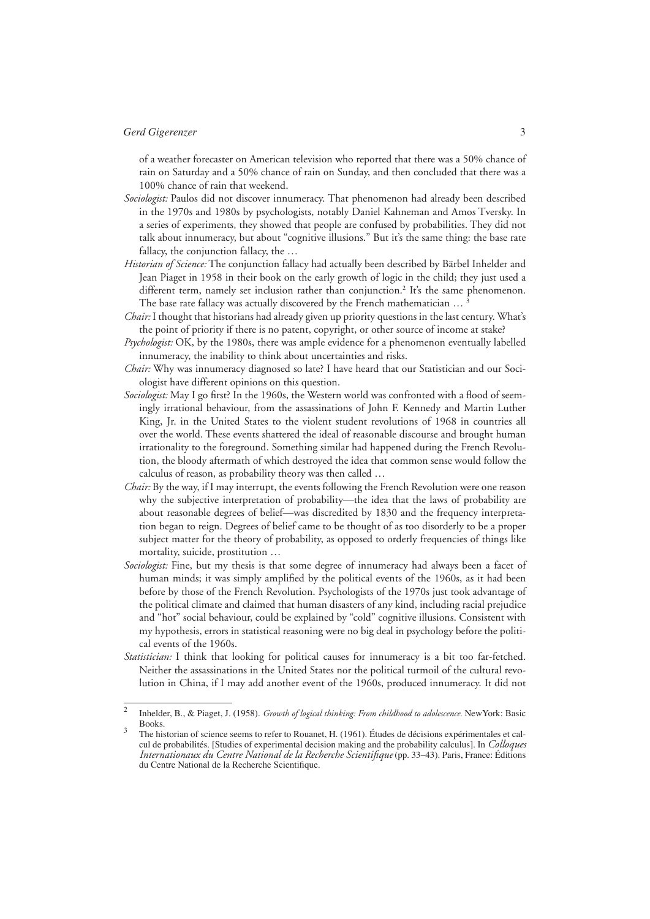of a weather forecaster on American television who reported that there was a 50% chance of rain on Saturday and a 50% chance of rain on Sunday, and then concluded that there was a 100% chance of rain that weekend.

*Sociologist:* Paulos did not discover innumeracy. That phenomenon had already been described in the 1970s and 1980s by psychologists, notably Daniel Kahneman and Amos Tversky. In a series of experiments, they showed that people are confused by probabilities. They did not talk about innumeracy, but about "cognitive illusions." But it's the same thing: the base rate fallacy, the conjunction fallacy, the …

*Historian of Science:* The conjunction fallacy had actually been described by Bärbel Inhelder and Jean Piaget in 1958 in their book on the early growth of logic in the child; they just used a different term, namely set inclusion rather than conjunction.[2] It's the same phenomenon. The base rate fallacy was actually discovered by the French mathematician …[3]

*Chair:* I thought that historians had already given up priority questions in the last century. What's the point of priority if there is no patent, copyright, or other source of income at stake?

*Psychologist:* OK, by the 1980s, there was ample evidence for a phenomenon eventually labelled innumeracy, the inability to think about uncertainties and risks.

*Chair:* Why was innumeracy diagnosed so late? I have heard that our Statistician and our Sociologist have different opinions on this question.

*Sociologist:* May I go first? In the 1960s, the Western world was confronted with a flood of seemingly irrational behaviour, from the assassinations of John F. Kennedy and Martin Luther King, Jr. in the United States to the violent student revolutions of 1968 in countries all over the world. These events shattered the ideal of reasonable discourse and brought human irrationality to the foreground. Something similar had happened during the French Revolution, the bloody aftermath of which destroyed the idea that common sense would follow the calculus of reason, as probability theory was then called …

*Chair:* By the way, if I may interrupt, the events following the French Revolution were one reason why the subjective interpretation of probability—the idea that the laws of probability are about reasonable degrees of belief—was discredited by 1830 and the frequency interpretation began to reign. Degrees of belief came to be thought of as too disorderly to be a proper subject matter for the theory of probability, as opposed to orderly frequencies of things like mortality, suicide, prostitution …

*Sociologist:* Fine, but my thesis is that some degree of innumeracy had always been a facet of human minds; it was simply amplified by the political events of the 1960s, as it had been before by those of the French Revolution. Psychologists of the 1970s just took advantage of the political climate and claimed that human disasters of any kind, including racial prejudice and "hot" social behaviour, could be explained by "cold" cognitive illusions. Consistent with my hypothesis, errors in statistical reasoning were no big deal in psychology before the political events of the 1960s.

*Statistician:* I think that looking for political causes for innumeracy is a bit too far-fetched. Neither the assassinations in the United States nor the political turmoil of the cultural revolution in China, if I may add another event of the 1960s, produced innumeracy. It did not

---

[2] Inhelder, B., & Piaget, J. (1958). *Growth of logical thinking: From childhood to adolescence.* New York: Basic Books.

[3] The historian of science seems to refer to Rouanet, H. (1961). Études de décisions expérimentales et calcul de probabilités. [Studies of experimental decision making and the probability calculus]. In *Colloques Internationaux du Centre National de la Recherche Scientifique* (pp. 33–43). Paris, France: Éditions du Centre National de la Recherche Scientifique.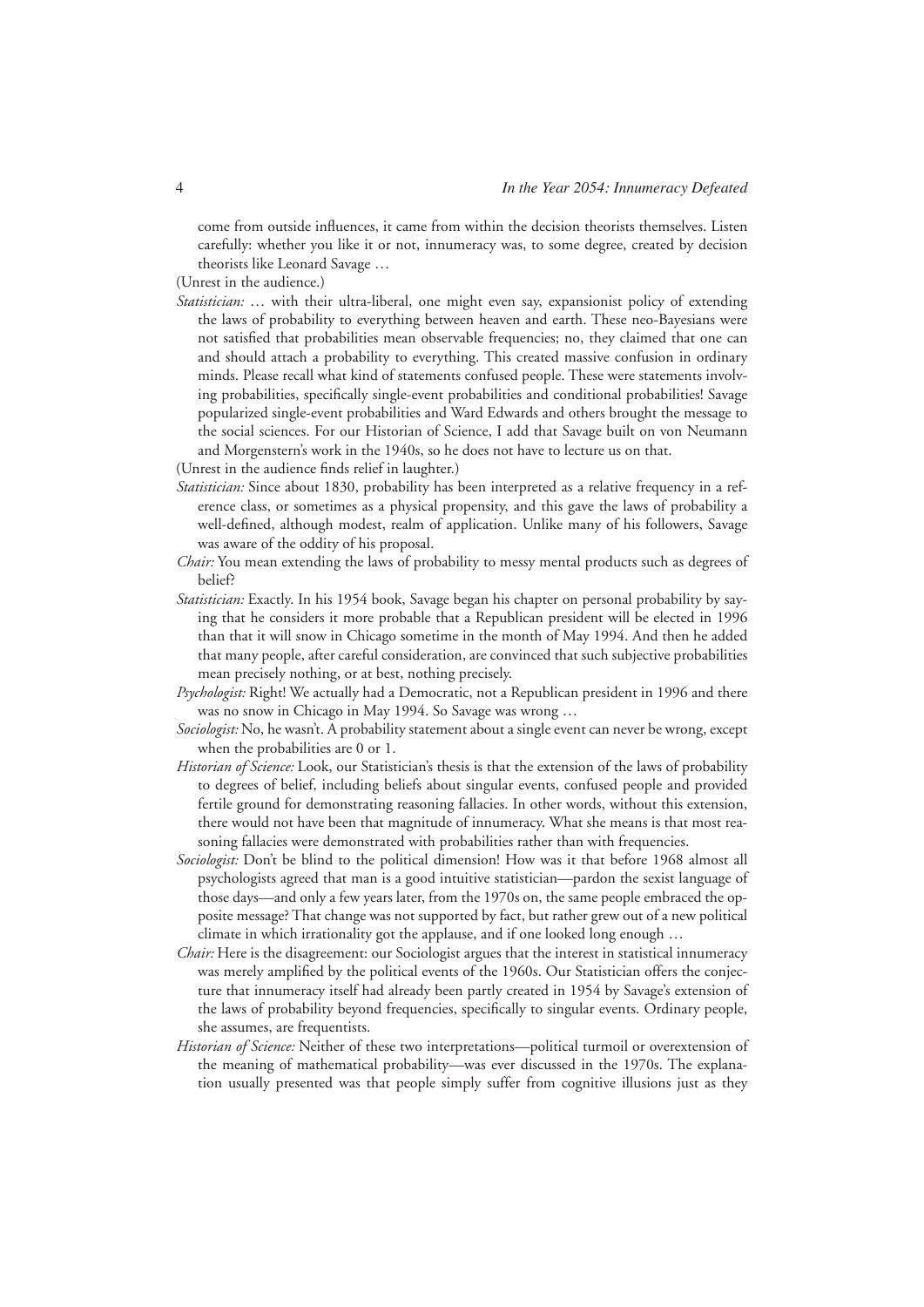come from outside influences, it came from within the decision theorists themselves. Listen carefully: whether you like it or not, innumeracy was, to some degree, created by decision theorists like Leonard Savage …

(Unrest in the audience.)

*Statistician:* … with their ultra-liberal, one might even say, expansionist policy of extending the laws of probability to everything between heaven and earth. These neo-Bayesians were not satisfied that probabilities mean observable frequencies; no, they claimed that one can and should attach a probability to everything. This created massive confusion in ordinary minds. Please recall what kind of statements confused people. These were statements involving probabilities, specifically single-event probabilities and conditional probabilities! Savage popularized single-event probabilities and Ward Edwards and others brought the message to the social sciences. For our Historian of Science, I add that Savage built on von Neumann and Morgenstern's work in the 1940s, so he does not have to lecture us on that.

(Unrest in the audience finds relief in laughter.)

*Statistician:* Since about 1830, probability has been interpreted as a relative frequency in a reference class, or sometimes as a physical propensity, and this gave the laws of probability a well-defined, although modest, realm of application. Unlike many of his followers, Savage was aware of the oddity of his proposal.

*Chair:* You mean extending the laws of probability to messy mental products such as degrees of belief?

*Statistician:* Exactly. In his 1954 book, Savage began his chapter on personal probability by saying that he considers it more probable that a Republican president will be elected in 1996 than that it will snow in Chicago sometime in the month of May 1994. And then he added that many people, after careful consideration, are convinced that such subjective probabilities mean precisely nothing, or at best, nothing precisely.

*Psychologist:* Right! We actually had a Democratic, not a Republican president in 1996 and there was no snow in Chicago in May 1994. So Savage was wrong …

*Sociologist:* No, he wasn't. A probability statement about a single event can never be wrong, except when the probabilities are 0 or 1.

*Historian of Science:* Look, our Statistician's thesis is that the extension of the laws of probability to degrees of belief, including beliefs about singular events, confused people and provided fertile ground for demonstrating reasoning fallacies. In other words, without this extension, there would not have been that magnitude of innumeracy. What she means is that most reasoning fallacies were demonstrated with probabilities rather than with frequencies.

*Sociologist:* Don't be blind to the political dimension! How was it that before 1968 almost all psychologists agreed that man is a good intuitive statistician—pardon the sexist language of those days—and only a few years later, from the 1970s on, the same people embraced the opposite message? That change was not supported by fact, but rather grew out of a new political climate in which irrationality got the applause, and if one looked long enough …

*Chair:* Here is the disagreement: our Sociologist argues that the interest in statistical innumeracy was merely amplified by the political events of the 1960s. Our Statistician offers the conjecture that innumeracy itself had already been partly created in 1954 by Savage's extension of the laws of probability beyond frequencies, specifically to singular events. Ordinary people, she assumes, are frequentists.

*Historian of Science:* Neither of these two interpretations—political turmoil or overextension of the meaning of mathematical probability—was ever discussed in the 1970s. The explanation usually presented was that people simply suffer from cognitive illusions just as they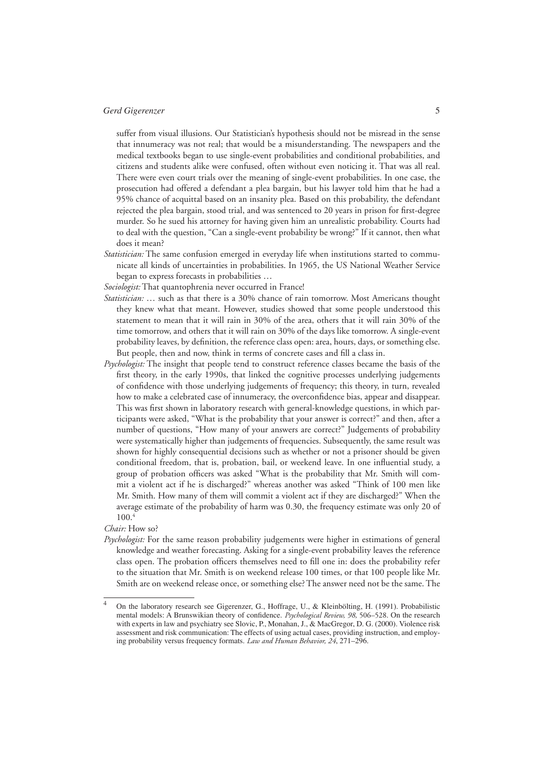suffer from visual illusions. Our Statistician's hypothesis should not be misread in the sense that innumeracy was not real; that would be a misunderstanding. The newspapers and the medical textbooks began to use single-event probabilities and conditional probabilities, and citizens and students alike were confused, often without even noticing it. That was all real. There were even court trials over the meaning of single-event probabilities. In one case, the prosecution had offered a defendant a plea bargain, but his lawyer told him that he had a 95% chance of acquittal based on an insanity plea. Based on this probability, the defendant rejected the plea bargain, stood trial, and was sentenced to 20 years in prison for first-degree murder. So he sued his attorney for having given him an unrealistic probability. Courts had to deal with the question, "Can a single-event probability be wrong?" If it cannot, then what does it mean?

*Statistician:* The same confusion emerged in everyday life when institutions started to communicate all kinds of uncertainties in probabilities. In 1965, the US National Weather Service began to express forecasts in probabilities …

*Sociologist:* That quantophrenia never occurred in France!

*Statistician:* … such as that there is a 30% chance of rain tomorrow. Most Americans thought they knew what that meant. However, studies showed that some people understood this statement to mean that it will rain in 30% of the area, others that it will rain 30% of the time tomorrow, and others that it will rain on 30% of the days like tomorrow. A single-event probability leaves, by definition, the reference class open: area, hours, days, or something else. But people, then and now, think in terms of concrete cases and fill a class in.

*Psychologist:* The insight that people tend to construct reference classes became the basis of the first theory, in the early 1990s, that linked the cognitive processes underlying judgements of confidence with those underlying judgements of frequency; this theory, in turn, revealed how to make a celebrated case of innumeracy, the overconfidence bias, appear and disappear. This was first shown in laboratory research with general-knowledge questions, in which participants were asked, "What is the probability that your answer is correct?" and then, after a number of questions, "How many of your answers are correct?" Judgements of probability were systematically higher than judgements of frequencies. Subsequently, the same result was shown for highly consequential decisions such as whether or not a prisoner should be given conditional freedom, that is, probation, bail, or weekend leave. In one influential study, a group of probation officers was asked "What is the probability that Mr. Smith will commit a violent act if he is discharged?" whereas another was asked "Think of 100 men like Mr. Smith. How many of them will commit a violent act if they are discharged?" When the average estimate of the probability of harm was 0.30, the frequency estimate was only 20 of 100.[4]

*Chair:* How so?

*Psychologist:* For the same reason probability judgements were higher in estimations of general knowledge and weather forecasting. Asking for a single-event probability leaves the reference class open. The probation officers themselves need to fill one in: does the probability refer to the situation that Mr. Smith is on weekend release 100 times, or that 100 people like Mr. Smith are on weekend release once, or something else? The answer need not be the same. The

---

[4] On the laboratory research see Gigerenzer, G., Hoffrage, U., & Kleinbölting, H. (1991). Probabilistic mental models: A Brunswikian theory of confidence. *Psychological Review, 98,* 506–528. On the research with experts in law and psychiatry see Slovic, P., Monahan, J., & MacGregor, D. G. (2000). Violence risk assessment and risk communication: The effects of using actual cases, providing instruction, and employing probability versus frequency formats. *Law and Human Behavior, 24*, 271–296.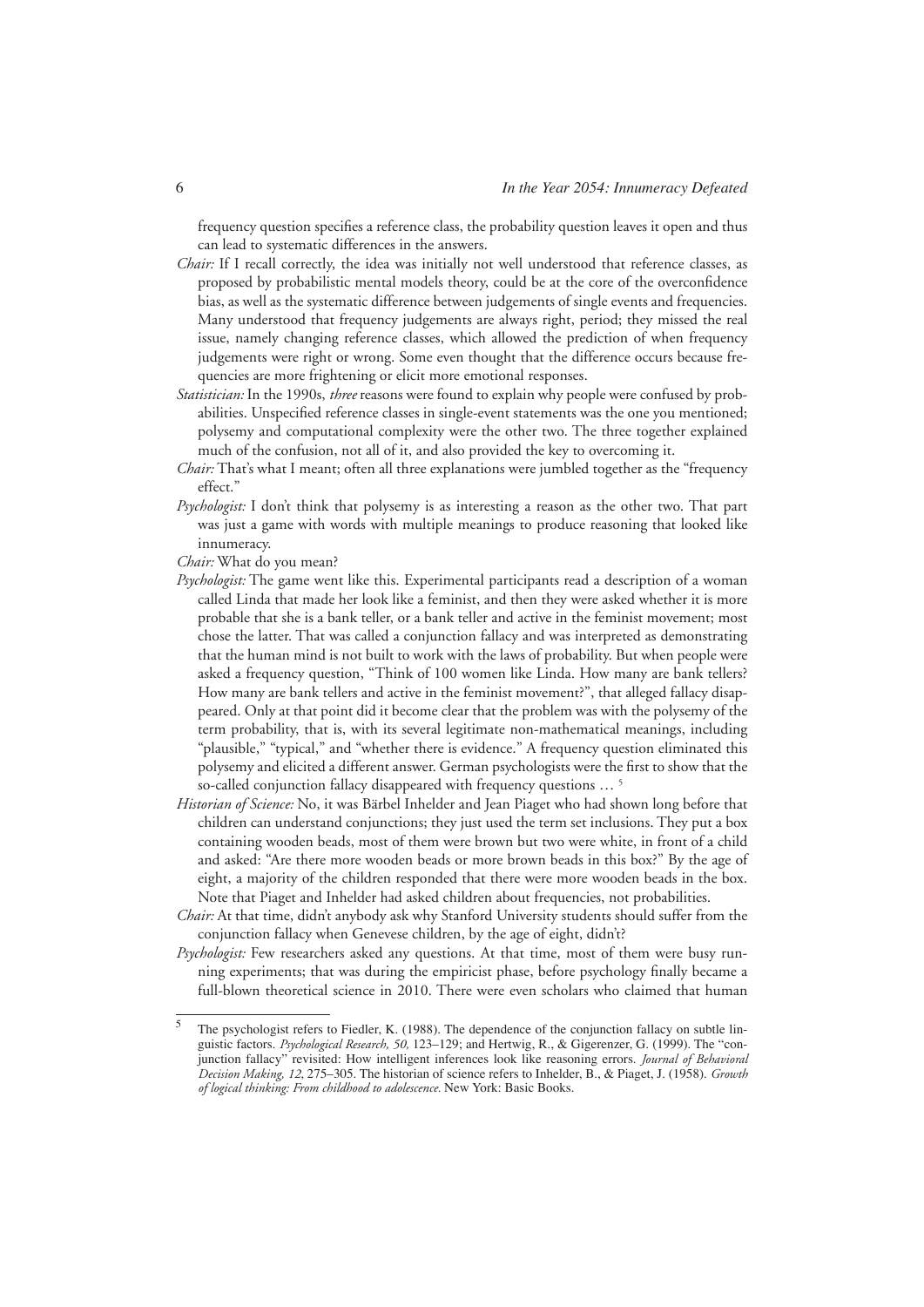frequency question specifies a reference class, the probability question leaves it open and thus can lead to systematic differences in the answers.

*Chair:* If I recall correctly, the idea was initially not well understood that reference classes, as proposed by probabilistic mental models theory, could be at the core of the overconfidence bias, as well as the systematic difference between judgements of single events and frequencies. Many understood that frequency judgements are always right, period; they missed the real issue, namely changing reference classes, which allowed the prediction of when frequency judgements were right or wrong. Some even thought that the difference occurs because frequencies are more frightening or elicit more emotional responses.

*Statistician:* In the 1990s, *three* reasons were found to explain why people were confused by probabilities. Unspecified reference classes in single-event statements was the one you mentioned; polysemy and computational complexity were the other two. The three together explained much of the confusion, not all of it, and also provided the key to overcoming it.

*Chair:* That's what I meant; often all three explanations were jumbled together as the "frequency effect."

*Psychologist:* I don't think that polysemy is as interesting a reason as the other two. That part was just a game with words with multiple meanings to produce reasoning that looked like innumeracy.

*Chair:* What do you mean?

*Psychologist:* The game went like this. Experimental participants read a description of a woman called Linda that made her look like a feminist, and then they were asked whether it is more probable that she is a bank teller, or a bank teller and active in the feminist movement; most chose the latter. That was called a conjunction fallacy and was interpreted as demonstrating that the human mind is not built to work with the laws of probability. But when people were asked a frequency question, "Think of 100 women like Linda. How many are bank tellers? How many are bank tellers and active in the feminist movement?", that alleged fallacy disappeared. Only at that point did it become clear that the problem was with the polysemy of the term probability, that is, with its several legitimate non-mathematical meanings, including "plausible," "typical," and "whether there is evidence." A frequency question eliminated this polysemy and elicited a different answer. German psychologists were the first to show that the so-called conjunction fallacy disappeared with frequency questions … [5]

*Historian of Science:* No, it was Bärbel Inhelder and Jean Piaget who had shown long before that children can understand conjunctions; they just used the term set inclusions. They put a box containing wooden beads, most of them were brown but two were white, in front of a child and asked: "Are there more wooden beads or more brown beads in this box?" By the age of eight, a majority of the children responded that there were more wooden beads in the box. Note that Piaget and Inhelder had asked children about frequencies, not probabilities.

*Chair:* At that time, didn't anybody ask why Stanford University students should suffer from the conjunction fallacy when Genevese children, by the age of eight, didn't?

*Psychologist:* Few researchers asked any questions. At that time, most of them were busy running experiments; that was during the empiricist phase, before psychology finally became a full-blown theoretical science in 2010. There were even scholars who claimed that human

[5] The psychologist refers to Fiedler, K. (1988). The dependence of the conjunction fallacy on subtle linguistic factors. *Psychological Research, 50,* 123–129; and Hertwig, R., & Gigerenzer, G. (1999). The "conjunction fallacy" revisited: How intelligent inferences look like reasoning errors. *Journal of Behavioral Decision Making, 12*, 275–305. The historian of science refers to Inhelder, B., & Piaget, J. (1958). *Growth of logical thinking: From childhood to adolescence.* New York: Basic Books.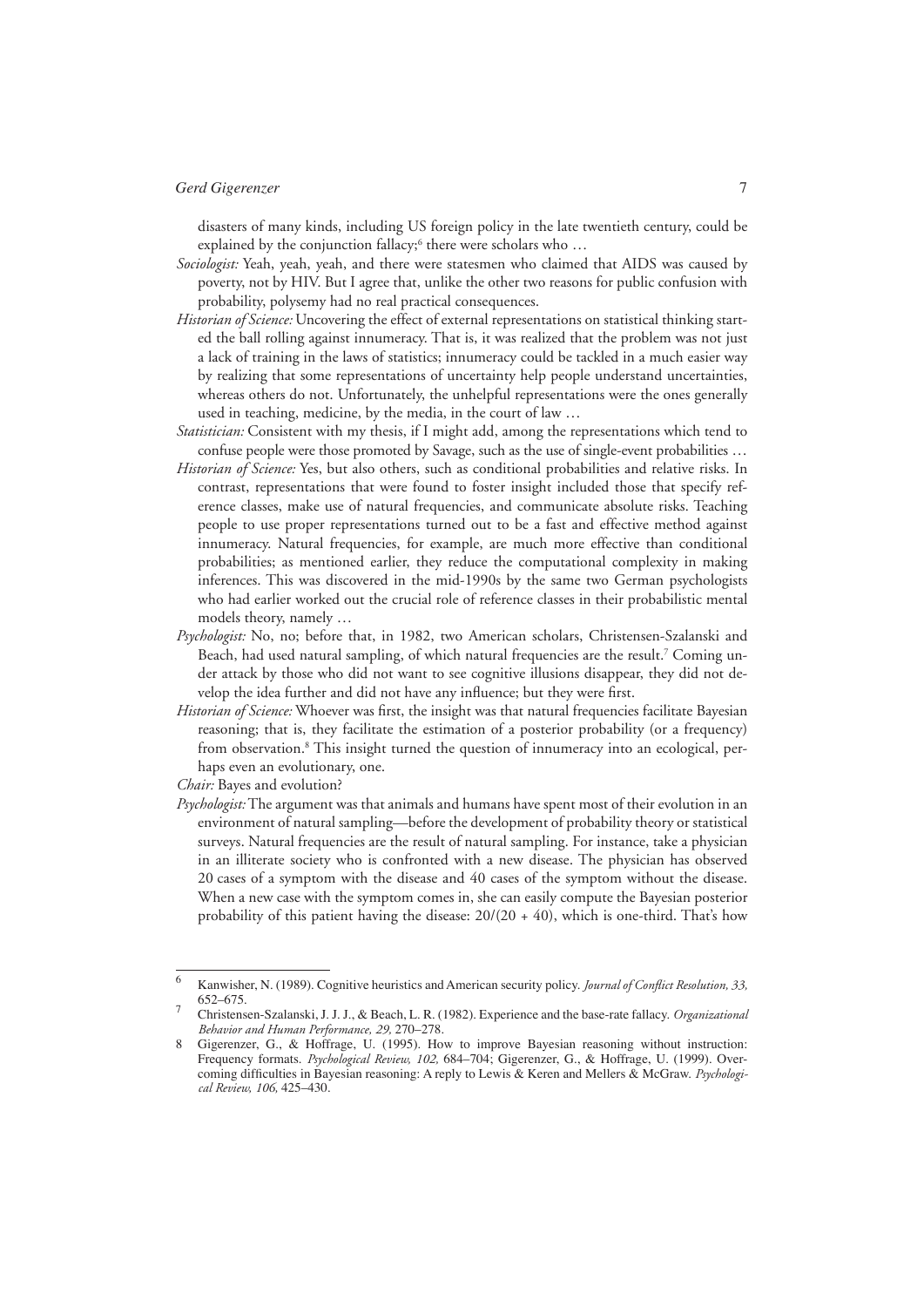disasters of many kinds, including US foreign policy in the late twentieth century, could be explained by the conjunction fallacy;[6] there were scholars who …

*Sociologist:* Yeah, yeah, yeah, and there were statesmen who claimed that AIDS was caused by poverty, not by HIV. But I agree that, unlike the other two reasons for public confusion with probability, polysemy had no real practical consequences.

*Historian of Science:* Uncovering the effect of external representations on statistical thinking started the ball rolling against innumeracy. That is, it was realized that the problem was not just a lack of training in the laws of statistics; innumeracy could be tackled in a much easier way by realizing that some representations of uncertainty help people understand uncertainties, whereas others do not. Unfortunately, the unhelpful representations were the ones generally used in teaching, medicine, by the media, in the court of law …

*Statistician:* Consistent with my thesis, if I might add, among the representations which tend to confuse people were those promoted by Savage, such as the use of single-event probabilities …

*Historian of Science:* Yes, but also others, such as conditional probabilities and relative risks. In contrast, representations that were found to foster insight included those that specify reference classes, make use of natural frequencies, and communicate absolute risks. Teaching people to use proper representations turned out to be a fast and effective method against innumeracy. Natural frequencies, for example, are much more effective than conditional probabilities; as mentioned earlier, they reduce the computational complexity in making inferences. This was discovered in the mid-1990s by the same two German psychologists who had earlier worked out the crucial role of reference classes in their probabilistic mental models theory, namely …

*Psychologist:* No, no; before that, in 1982, two American scholars, Christensen-Szalanski and Beach, had used natural sampling, of which natural frequencies are the result.[7] Coming under attack by those who did not want to see cognitive illusions disappear, they did not develop the idea further and did not have any influence; but they were first.

*Historian of Science:* Whoever was first, the insight was that natural frequencies facilitate Bayesian reasoning; that is, they facilitate the estimation of a posterior probability (or a frequency) from observation.[8] This insight turned the question of innumeracy into an ecological, perhaps even an evolutionary, one.

*Chair:* Bayes and evolution?

*Psychologist:* The argument was that animals and humans have spent most of their evolution in an environment of natural sampling—before the development of probability theory or statistical surveys. Natural frequencies are the result of natural sampling. For instance, take a physician in an illiterate society who is confronted with a new disease. The physician has observed 20 cases of a symptom with the disease and 40 cases of the symptom without the disease. When a new case with the symptom comes in, she can easily compute the Bayesian posterior probability of this patient having the disease: $20/(20 + 40)$, which is one-third. That's how

---

[6] Kanwisher, N. (1989). Cognitive heuristics and American security policy. *Journal of Conflict Resolution, 33,* 652–675.

[7] Christensen-Szalanski, J. J. J., & Beach, L. R. (1982). Experience and the base-rate fallacy. *Organizational Behavior and Human Performance, 29,* 270–278.

[8] Gigerenzer, G., & Hoffrage, U. (1995). How to improve Bayesian reasoning without instruction: Frequency formats. *Psychological Review, 102,* 684–704; Gigerenzer, G., & Hoffrage, U. (1999). Overcoming difficulties in Bayesian reasoning: A reply to Lewis & Keren and Mellers & McGraw. *Psychological Review, 106,* 425–430.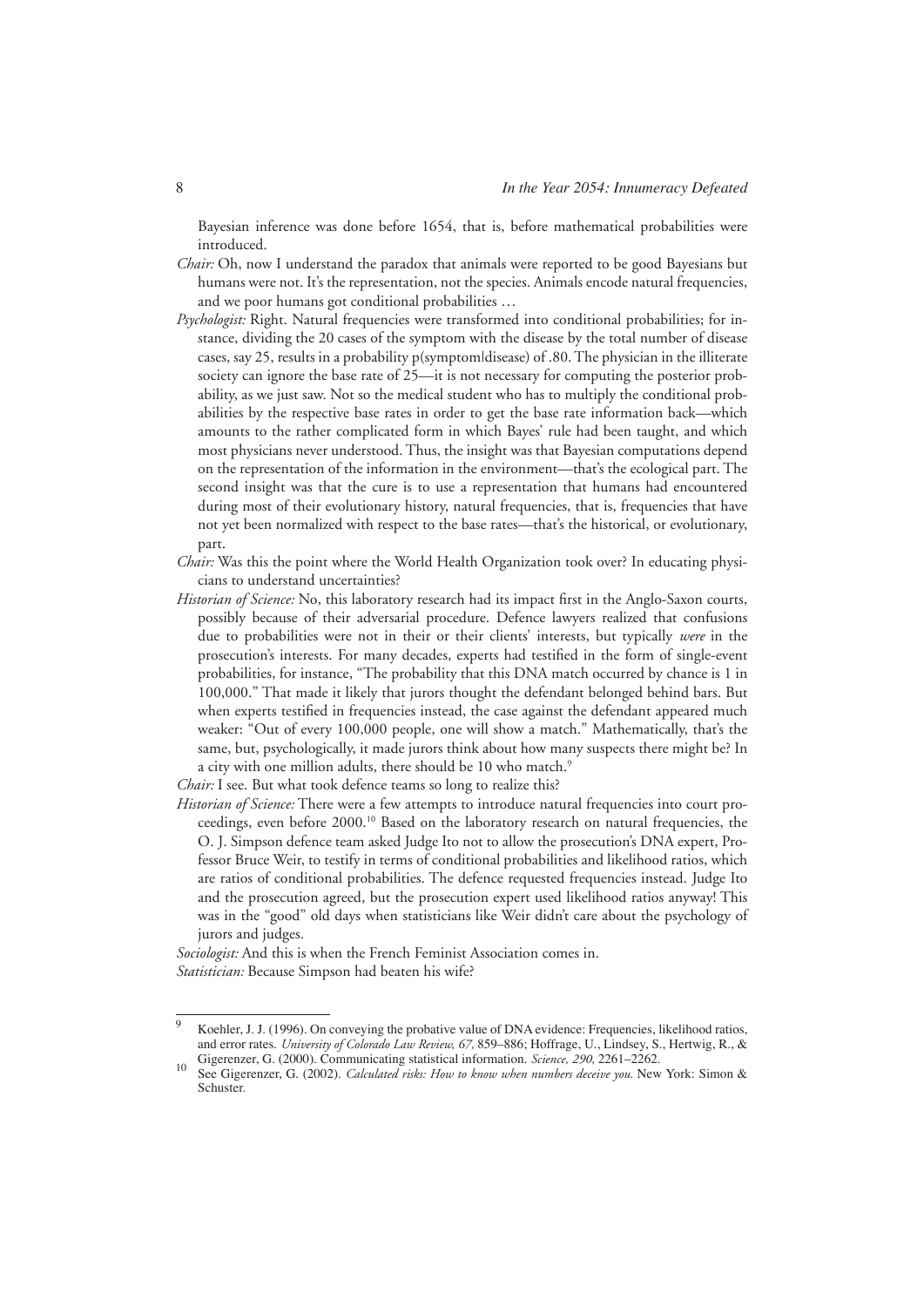Bayesian inference was done before 1654, that is, before mathematical probabilities were introduced.

*Chair:* Oh, now I understand the paradox that animals were reported to be good Bayesians but humans were not. It's the representation, not the species. Animals encode natural frequencies, and we poor humans got conditional probabilities …

*Psychologist:* Right. Natural frequencies were transformed into conditional probabilities; for instance, dividing the 20 cases of the symptom with the disease by the total number of disease cases, say 25, results in a probability p(symptom|disease) of .80. The physician in the illiterate society can ignore the base rate of 25—it is not necessary for computing the posterior probability, as we just saw. Not so the medical student who has to multiply the conditional probabilities by the respective base rates in order to get the base rate information back—which amounts to the rather complicated form in which Bayes' rule had been taught, and which most physicians never understood. Thus, the insight was that Bayesian computations depend on the representation of the information in the environment—that's the ecological part. The second insight was that the cure is to use a representation that humans had encountered during most of their evolutionary history, natural frequencies, that is, frequencies that have not yet been normalized with respect to the base rates—that's the historical, or evolutionary, part.

*Chair:* Was this the point where the World Health Organization took over? In educating physicians to understand uncertainties?

*Historian of Science:* No, this laboratory research had its impact first in the Anglo-Saxon courts, possibly because of their adversarial procedure. Defence lawyers realized that confusions due to probabilities were not in their or their clients' interests, but typically *were* in the prosecution's interests. For many decades, experts had testified in the form of single-event probabilities, for instance, "The probability that this DNA match occurred by chance is 1 in 100,000." That made it likely that jurors thought the defendant belonged behind bars. But when experts testified in frequencies instead, the case against the defendant appeared much weaker: "Out of every 100,000 people, one will show a match." Mathematically, that's the same, but, psychologically, it made jurors think about how many suspects there might be? In a city with one million adults, there should be 10 who match.[9]

*Chair:* I see. But what took defence teams so long to realize this?

*Historian of Science:* There were a few attempts to introduce natural frequencies into court proceedings, even before 2000.[10] Based on the laboratory research on natural frequencies, the O. J. Simpson defence team asked Judge Ito not to allow the prosecution's DNA expert, Professor Bruce Weir, to testify in terms of conditional probabilities and likelihood ratios, which are ratios of conditional probabilities. The defence requested frequencies instead. Judge Ito and the prosecution agreed, but the prosecution expert used likelihood ratios anyway! This was in the "good" old days when statisticians like Weir didn't care about the psychology of jurors and judges.

*Sociologist:* And this is when the French Feminist Association comes in.

*Statistician:* Because Simpson had beaten his wife?

---

[9] Koehler, J. J. (1996). On conveying the probative value of DNA evidence: Frequencies, likelihood ratios, and error rates. *University of Colorado Law Review, 67,* 859–886; Hoffrage, U., Lindsey, S., Hertwig, R., & Gigerenzer, G. (2000). Communicating statistical information. *Science, 290,* 2261–2262.

[10] See Gigerenzer, G. (2002). *Calculated risks: How to know when numbers deceive you.* New York: Simon & Schuster.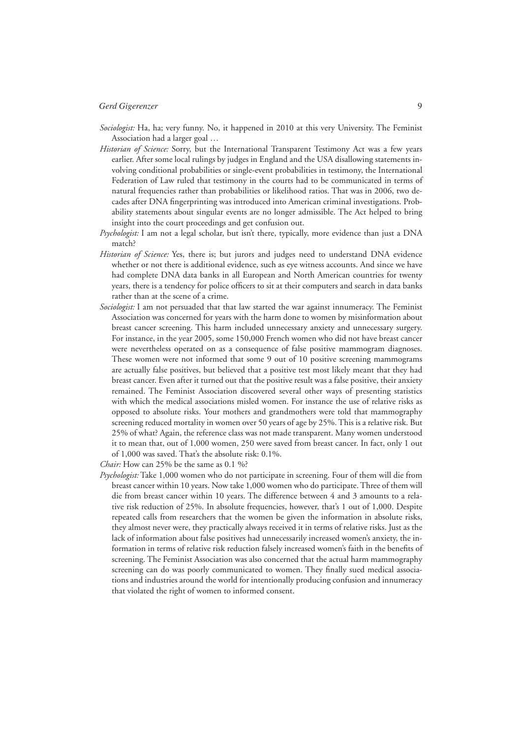*Sociologist:* Ha, ha; very funny. No, it happened in 2010 at this very University. The Feminist Association had a larger goal …

*Historian of Science:* Sorry, but the International Transparent Testimony Act was a few years earlier. After some local rulings by judges in England and the USA disallowing statements involving conditional probabilities or single-event probabilities in testimony, the International Federation of Law ruled that testimony in the courts had to be communicated in terms of natural frequencies rather than probabilities or likelihood ratios. That was in 2006, two decades after DNA fingerprinting was introduced into American criminal investigations. Probability statements about singular events are no longer admissible. The Act helped to bring insight into the court proceedings and get confusion out.

*Psychologist:* I am not a legal scholar, but isn't there, typically, more evidence than just a DNA match?

*Historian of Science:* Yes, there is; but jurors and judges need to understand DNA evidence whether or not there is additional evidence, such as eye witness accounts. And since we have had complete DNA data banks in all European and North American countries for twenty years, there is a tendency for police officers to sit at their computers and search in data banks rather than at the scene of a crime.

*Sociologist:* I am not persuaded that that law started the war against innumeracy. The Feminist Association was concerned for years with the harm done to women by misinformation about breast cancer screening. This harm included unnecessary anxiety and unnecessary surgery. For instance, in the year 2005, some 150,000 French women who did not have breast cancer were nevertheless operated on as a consequence of false positive mammogram diagnoses. These women were not informed that some 9 out of 10 positive screening mammograms are actually false positives, but believed that a positive test most likely meant that they had breast cancer. Even after it turned out that the positive result was a false positive, their anxiety remained. The Feminist Association discovered several other ways of presenting statistics with which the medical associations misled women. For instance the use of relative risks as opposed to absolute risks. Your mothers and grandmothers were told that mammography screening reduced mortality in women over 50 years of age by 25%. This is a relative risk. But 25% of what? Again, the reference class was not made transparent. Many women understood it to mean that, out of 1,000 women, 250 were saved from breast cancer. In fact, only 1 out of 1,000 was saved. That's the absolute risk: 0.1%.

*Chair:* How can 25% be the same as 0.1 %?

*Psychologist:* Take 1,000 women who do not participate in screening. Four of them will die from breast cancer within 10 years. Now take 1,000 women who do participate. Three of them will die from breast cancer within 10 years. The difference between 4 and 3 amounts to a relative risk reduction of 25%. In absolute frequencies, however, that's 1 out of 1,000. Despite repeated calls from researchers that the women be given the information in absolute risks, they almost never were, they practically always received it in terms of relative risks. Just as the lack of information about false positives had unnecessarily increased women's anxiety, the information in terms of relative risk reduction falsely increased women's faith in the benefits of screening. The Feminist Association was also concerned that the actual harm mammography screening can do was poorly communicated to women. They finally sued medical associations and industries around the world for intentionally producing confusion and innumeracy that violated the right of women to informed consent.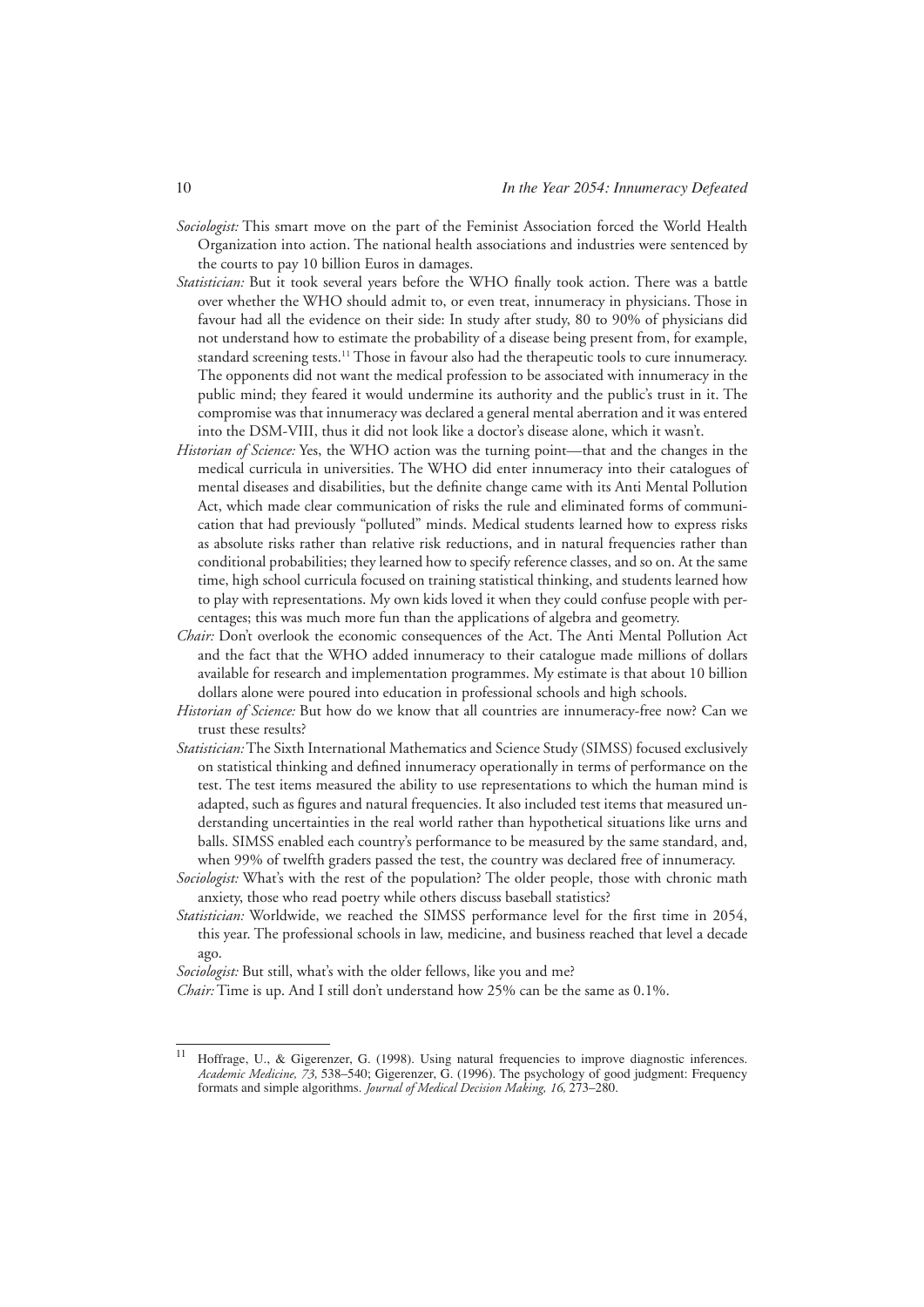*Sociologist:* This smart move on the part of the Feminist Association forced the World Health Organization into action. The national health associations and industries were sentenced by the courts to pay 10 billion Euros in damages.

*Statistician:* But it took several years before the WHO finally took action. There was a battle over whether the WHO should admit to, or even treat, innumeracy in physicians. Those in favour had all the evidence on their side: In study after study, 80 to 90% of physicians did not understand how to estimate the probability of a disease being present from, for example, standard screening tests.[11] Those in favour also had the therapeutic tools to cure innumeracy. The opponents did not want the medical profession to be associated with innumeracy in the public mind; they feared it would undermine its authority and the public's trust in it. The compromise was that innumeracy was declared a general mental aberration and it was entered into the DSM-VIII, thus it did not look like a doctor's disease alone, which it wasn't.

*Historian of Science:* Yes, the WHO action was the turning point—that and the changes in the medical curricula in universities. The WHO did enter innumeracy into their catalogues of mental diseases and disabilities, but the definite change came with its Anti Mental Pollution Act, which made clear communication of risks the rule and eliminated forms of communication that had previously "polluted" minds. Medical students learned how to express risks as absolute risks rather than relative risk reductions, and in natural frequencies rather than conditional probabilities; they learned how to specify reference classes, and so on. At the same time, high school curricula focused on training statistical thinking, and students learned how to play with representations. My own kids loved it when they could confuse people with percentages; this was much more fun than the applications of algebra and geometry.

*Chair:* Don't overlook the economic consequences of the Act. The Anti Mental Pollution Act and the fact that the WHO added innumeracy to their catalogue made millions of dollars available for research and implementation programmes. My estimate is that about 10 billion dollars alone were poured into education in professional schools and high schools.

*Historian of Science:* But how do we know that all countries are innumeracy-free now? Can we trust these results?

*Statistician:* The Sixth International Mathematics and Science Study (SIMSS) focused exclusively on statistical thinking and defined innumeracy operationally in terms of performance on the test. The test items measured the ability to use representations to which the human mind is adapted, such as figures and natural frequencies. It also included test items that measured understanding uncertainties in the real world rather than hypothetical situations like urns and balls. SIMSS enabled each country's performance to be measured by the same standard, and, when 99% of twelfth graders passed the test, the country was declared free of innumeracy.

*Sociologist:* What's with the rest of the population? The older people, those with chronic math anxiety, those who read poetry while others discuss baseball statistics?

*Statistician:* Worldwide, we reached the SIMSS performance level for the first time in 2054, this year. The professional schools in law, medicine, and business reached that level a decade ago.

*Sociologist:* But still, what's with the older fellows, like you and me?

*Chair:* Time is up. And I still don't understand how 25% can be the same as 0.1%.

---

[11] Hoffrage, U., & Gigerenzer, G. (1998). Using natural frequencies to improve diagnostic inferences. *Academic Medicine, 73,* 538–540; Gigerenzer, G. (1996). The psychology of good judgment: Frequency formats and simple algorithms. *Journal of Medical Decision Making, 16,* 273–280.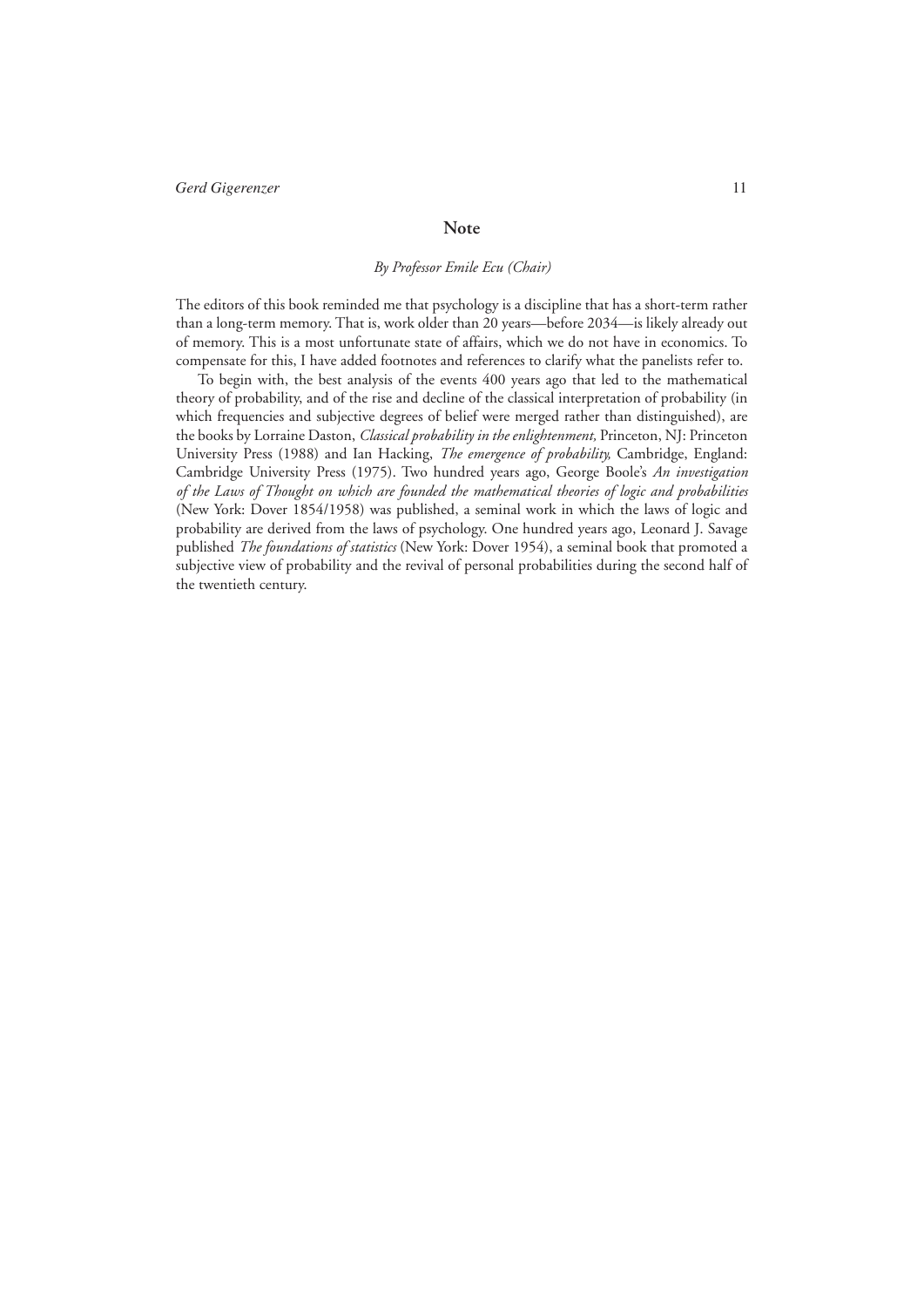## Note

*By Professor Emile Ecu (Chair)*

The editors of this book reminded me that psychology is a discipline that has a short-term rather than a long-term memory. That is, work older than 20 years—before 2034—is likely already out of memory. This is a most unfortunate state of affairs, which we do not have in economics. To compensate for this, I have added footnotes and references to clarify what the panelists refer to.

To begin with, the best analysis of the events 400 years ago that led to the mathematical theory of probability, and of the rise and decline of the classical interpretation of probability (in which frequencies and subjective degrees of belief were merged rather than distinguished), are the books by Lorraine Daston, *Classical probability in the enlightenment,* Princeton, NJ: Princeton University Press (1988) and Ian Hacking, *The emergence of probability,* Cambridge, England: Cambridge University Press (1975). Two hundred years ago, George Boole's *An investigation of the Laws of Thought on which are founded the mathematical theories of logic and probabilities* (New York: Dover 1854/1958) was published, a seminal work in which the laws of logic and probability are derived from the laws of psychology. One hundred years ago, Leonard J. Savage published *The foundations of statistics* (New York: Dover 1954), a seminal book that promoted a subjective view of probability and the revival of personal probabilities during the second half of the twentieth century.